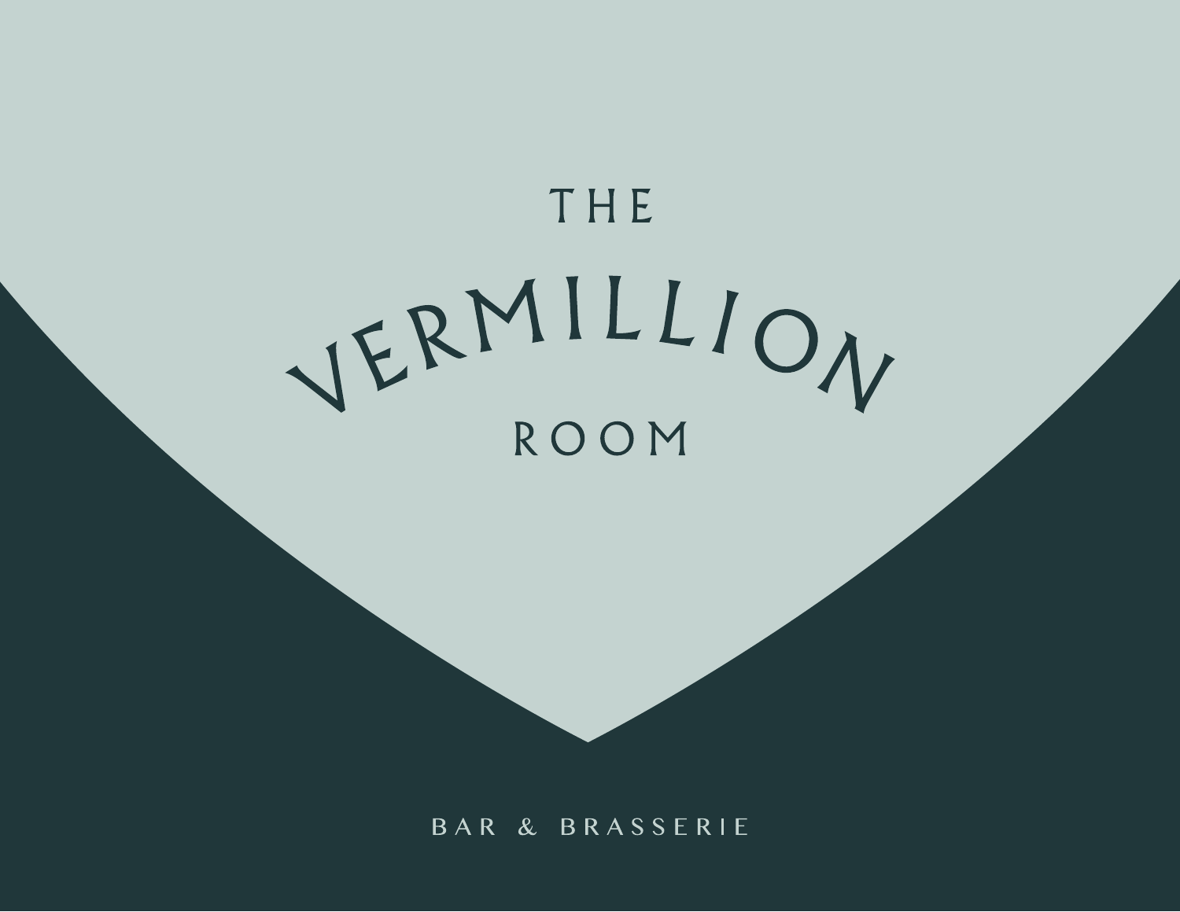# THE VERMILLION ROOM

BAR & BRASSERIE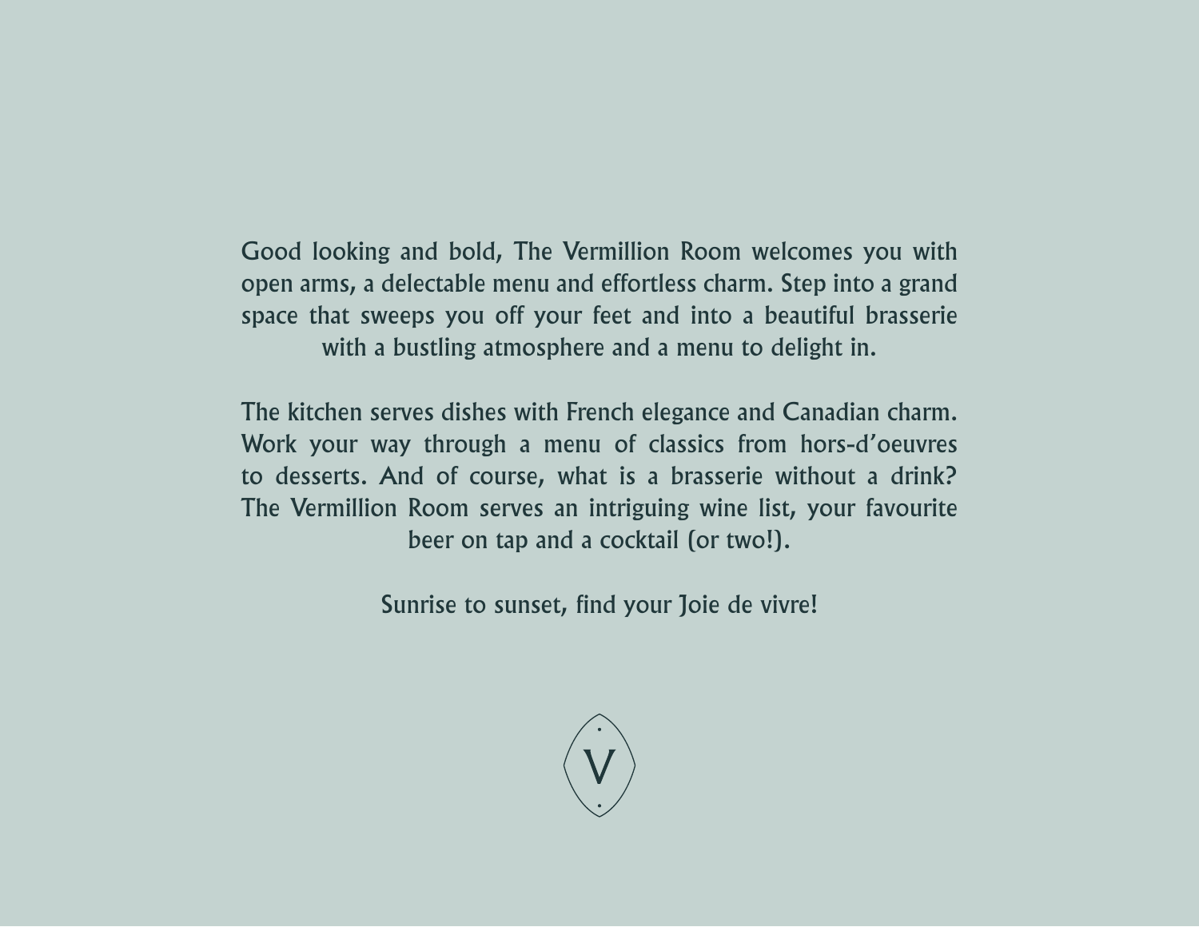Good looking and bold, The Vermillion Room welcomes you with open arms, a delectable menu and effortless charm. Step into a grand space that sweeps you off your feet and into a beautiful brasserie with a bustling atmosphere and a menu to delight in.

The kitchen serves dishes with French elegance and Canadian charm. Work your way through a menu of classics from hors-d'oeuvres to desserts. And of course, what is a brasserie without a drink? The Vermillion Room serves an intriguing wine list, your favourite beer on tap and a cocktail (or two!).

Sunrise to sunset, find your Joie de vivre!

V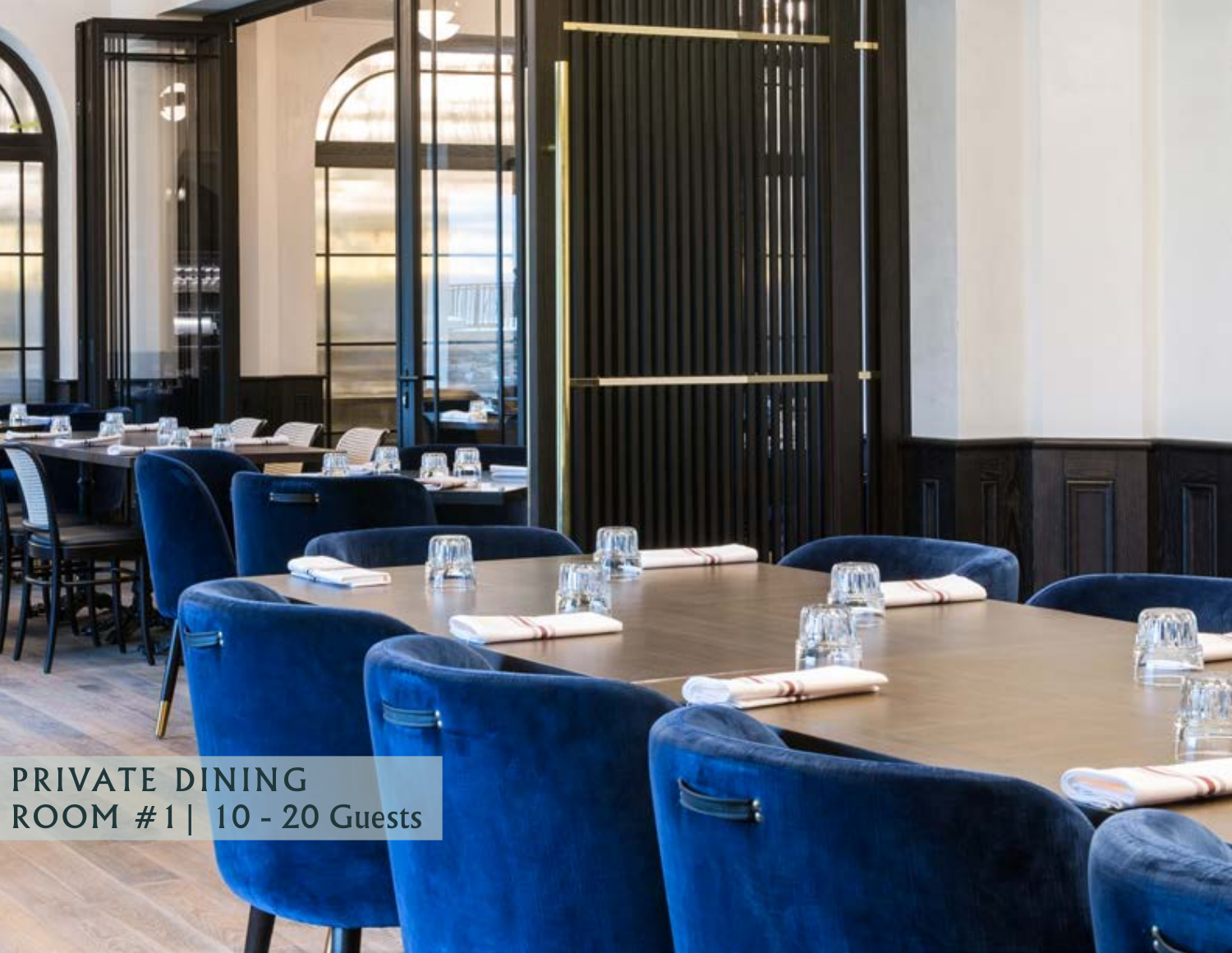PRIVATE DINING
ROOM #1| 10 - 20 Guests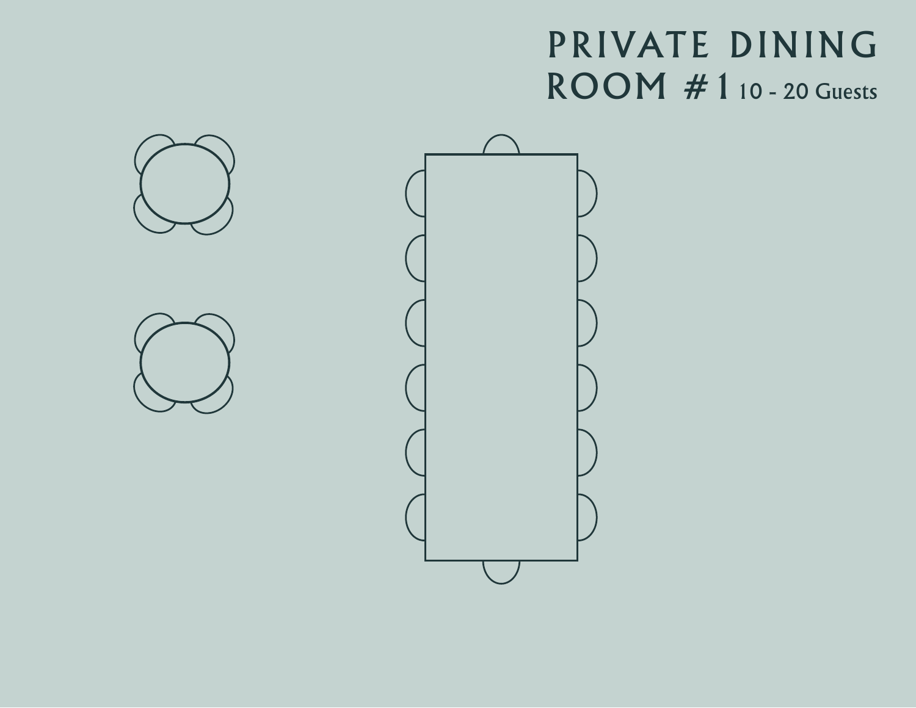# PRIVATE DINING ROOM #1 10 - 20 Guests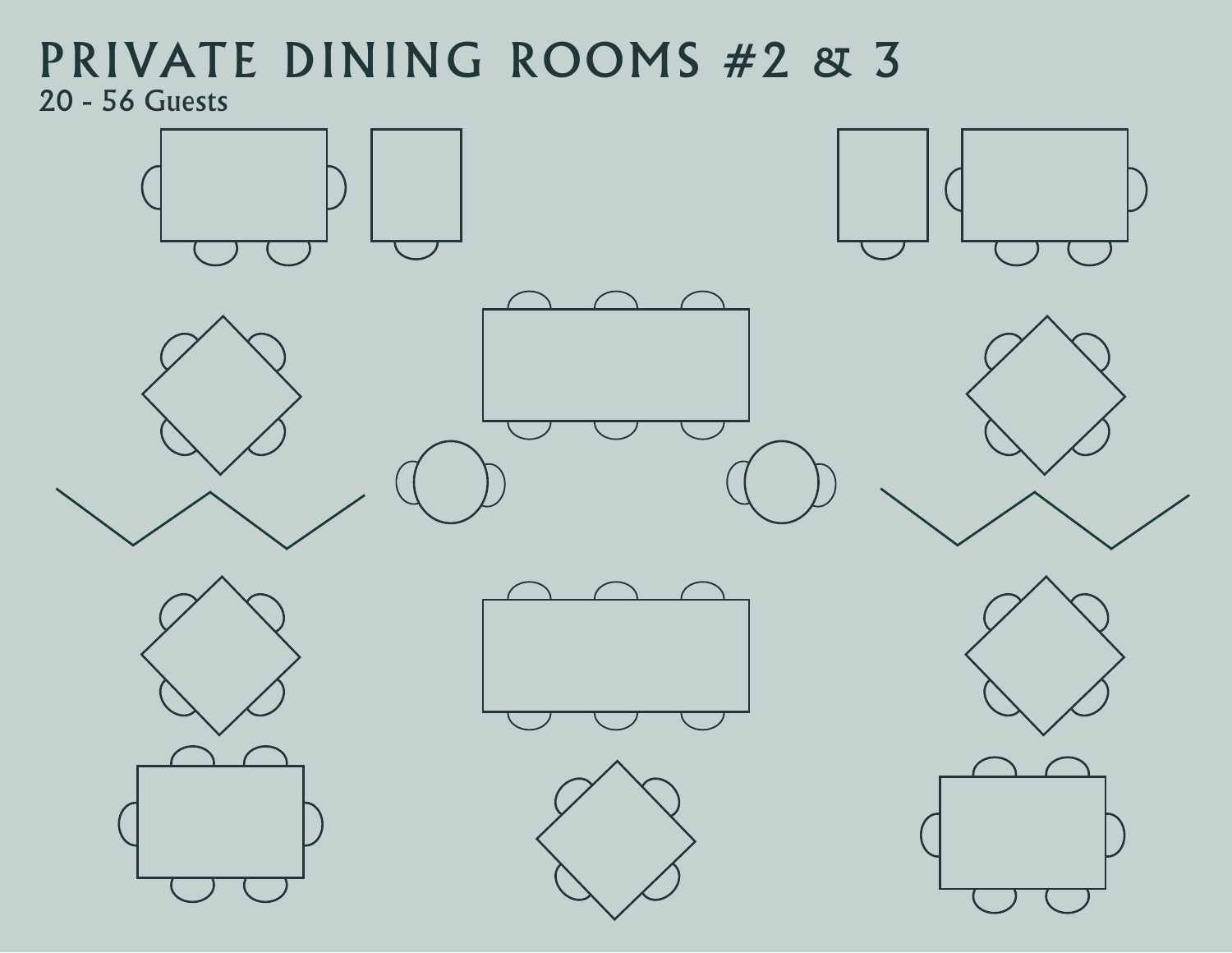# PRIVATE DINING ROOMS #2 & 3

20 - 56 Guests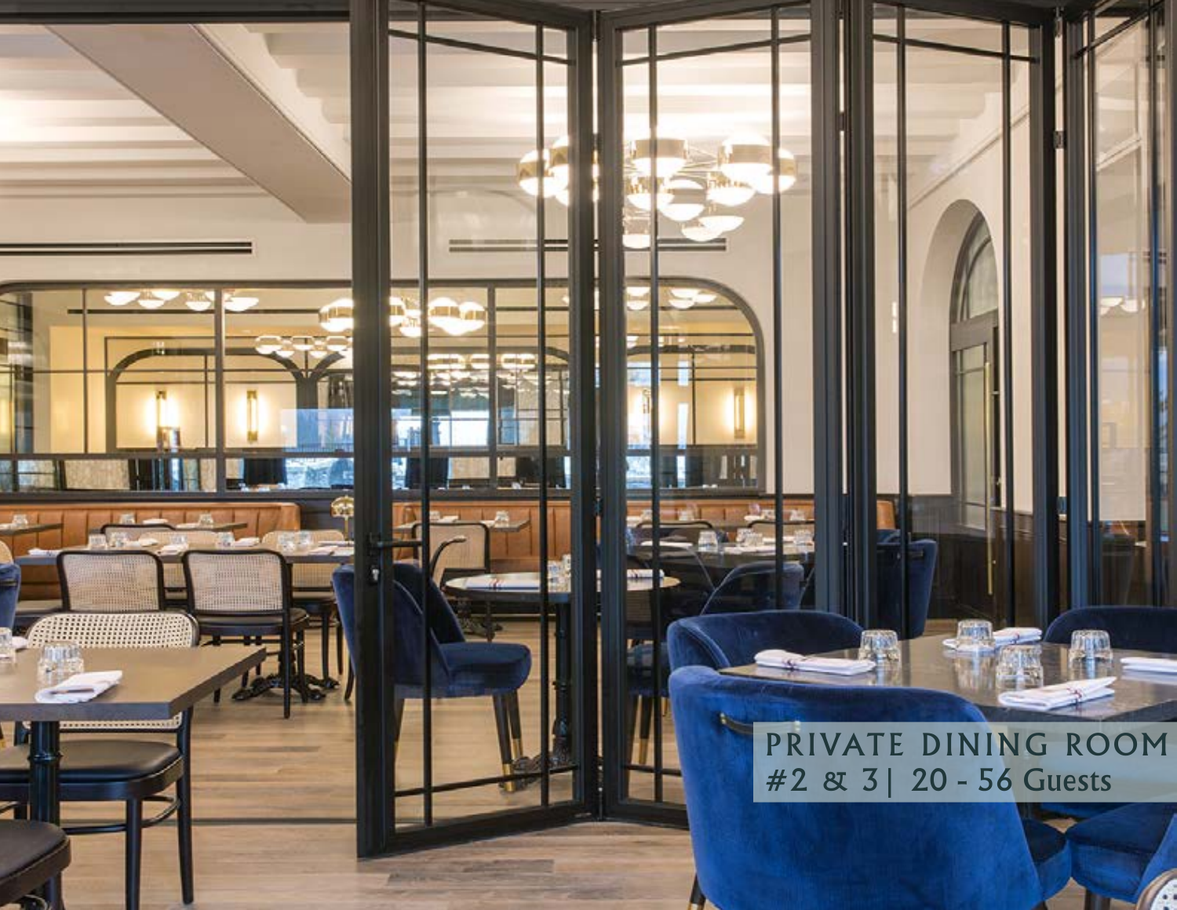PRIVATE DINING ROOM
#2 & 3| 20 - 56 Guests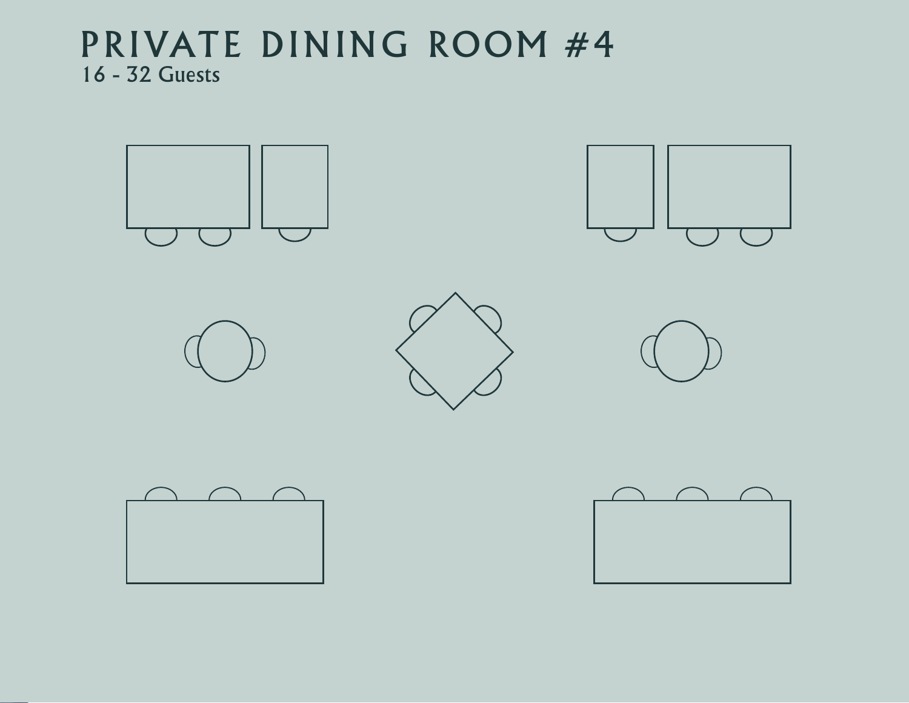# PRIVATE DINING ROOM #4

16 - 32 Guests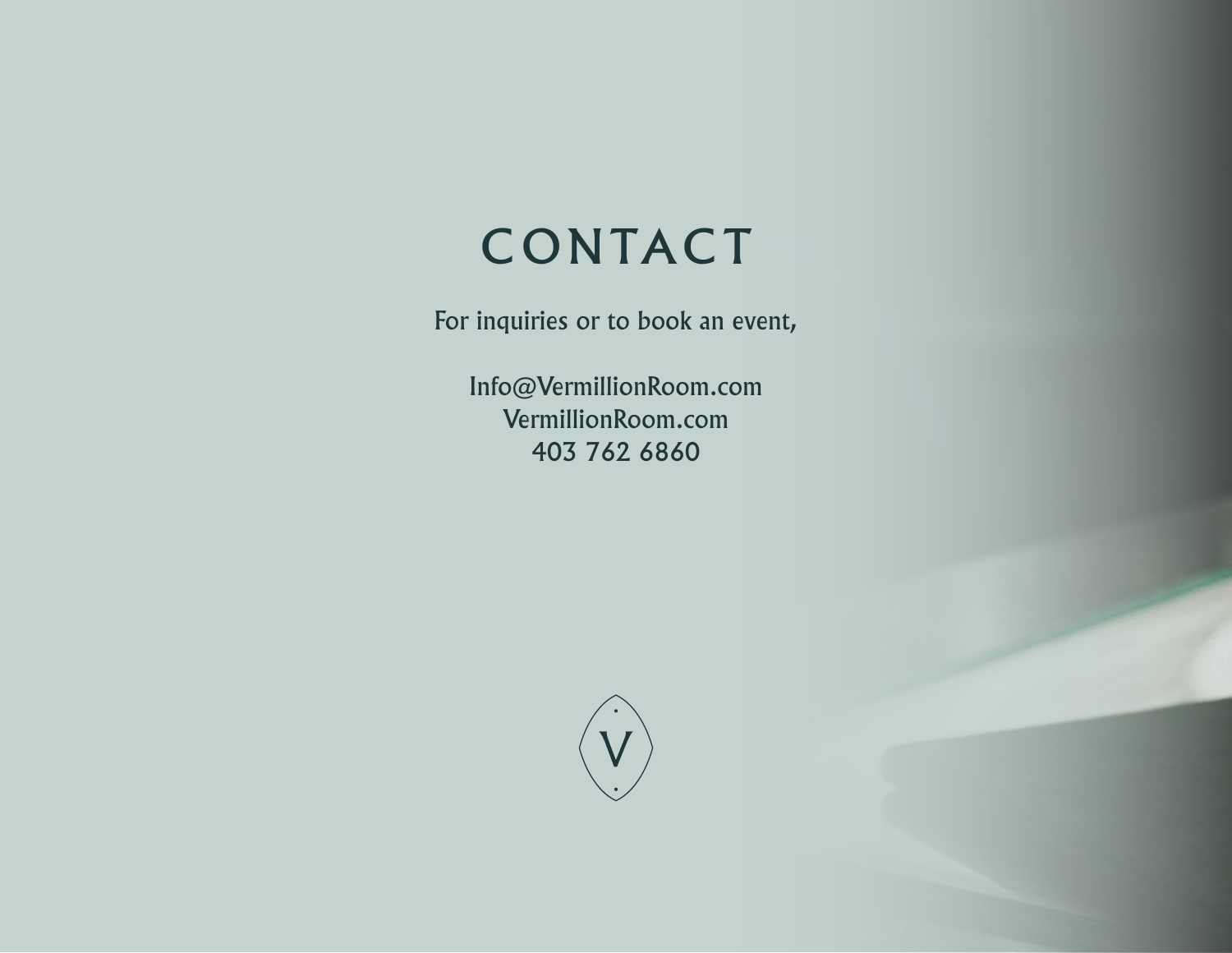# CONTACT

For inquiries or to book an event,

Info@VermillionRoom.com
VermillionRoom.com
403 762 6860

V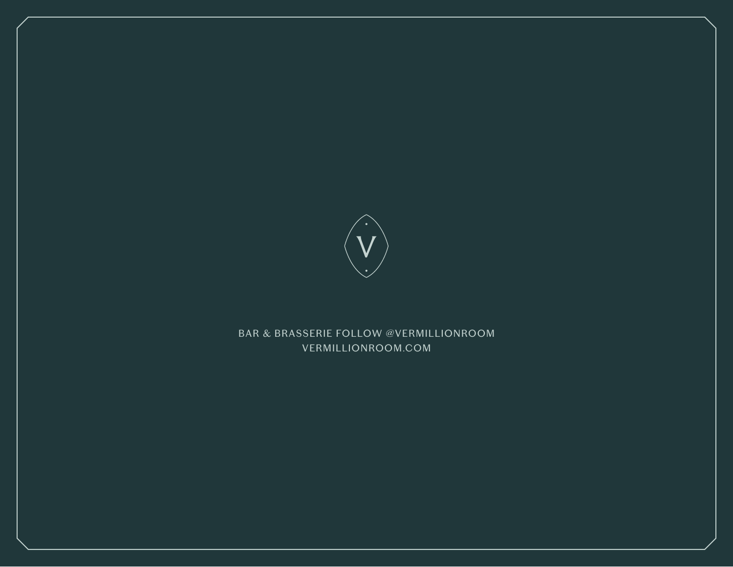V

BAR & BRASSERIE FOLLOW @VERMILLIONROOM
VERMILLIONROOM.COM